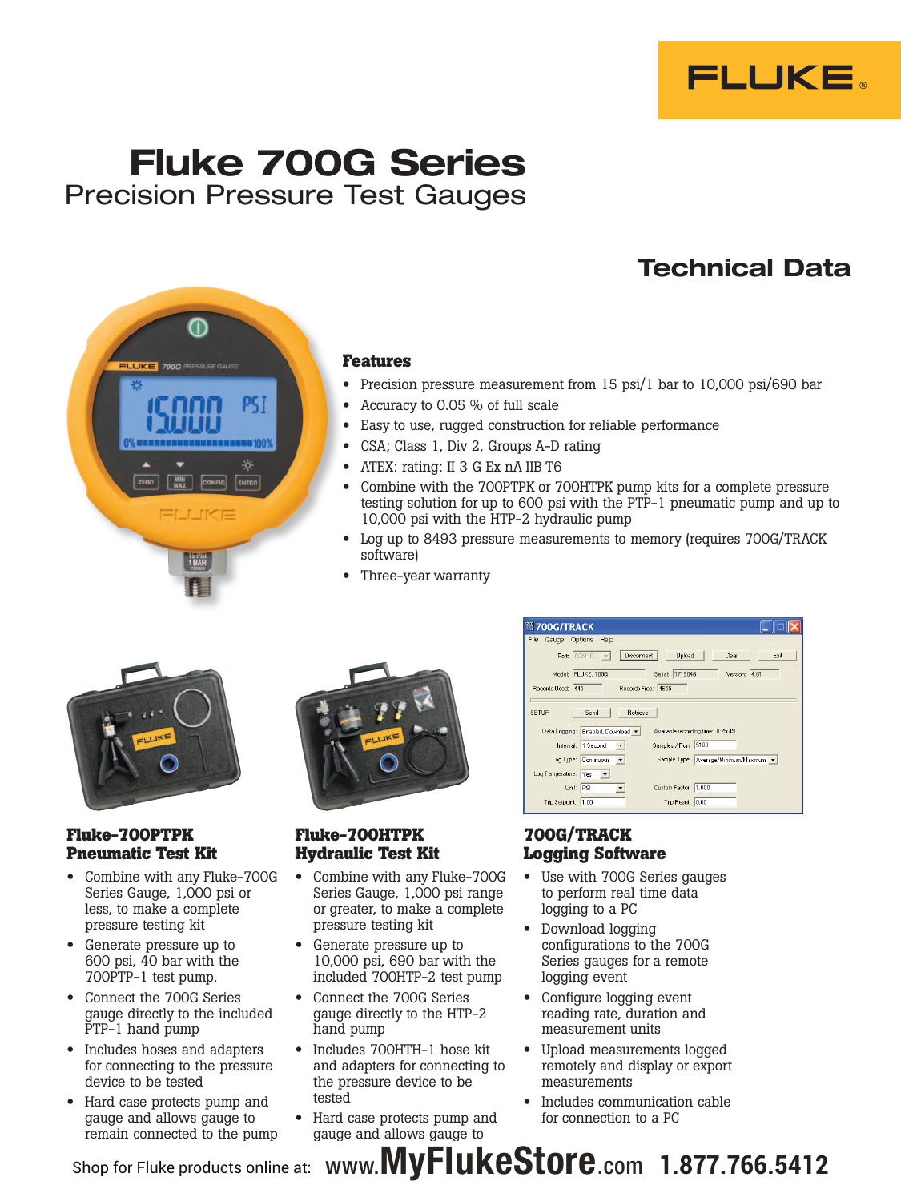FLUKE

# Fluke 700G Series

## Precision Pressure Test Gauges

## Technical Data

### Features

- Precision pressure measurement from 15 psi/1 bar to 10,000 psi/690 bar
- Accuracy to 0.05 % of full scale
- Easy to use, rugged construction for reliable performance
- CSA; Class 1, Div 2, Groups A-D rating
- ATEX: rating: II 3 G Ex nA IIB T6
- Combine with the 700PTPK or 700HTPK pump kits for a complete pressure testing solution for up to 600 psi with the PTP-1 pneumatic pump and up to 10,000 psi with the HTP-2 hydraulic pump
- Log up to 8493 pressure measurements to memory (requires 700G/TRACK software)
- Three-year warranty

### Fluke-700PTPK Pneumatic Test Kit

- Combine with any Fluke-700G Series Gauge, 1,000 psi or less, to make a complete pressure testing kit
- Generate pressure up to 600 psi, 40 bar with the 700PTP-1 test pump.
- Connect the 700G Series gauge directly to the included PTP-1 hand pump
- Includes hoses and adapters for connecting to the pressure device to be tested
- Hard case protects pump and gauge and allows gauge to remain connected to the pump

### Fluke-700HTPK Hydraulic Test Kit

- Combine with any Fluke-700G Series Gauge, 1,000 psi range or greater, to make a complete pressure testing kit
- Generate pressure up to 10,000 psi, 690 bar with the included 700HTP-2 test pump
- Connect the 700G Series gauge directly to the HTP-2 hand pump
- Includes 700HTH-1 hose kit and adapters for connecting to the pressure device to be tested
- Hard case protects pump and gauge and allows gauge to

### 700G/TRACK Logging Software

- Use with 700G Series gauges to perform real time data logging to a PC
- Download logging configurations to the 700G Series gauges for a remote logging event
- Configure logging event reading rate, duration and measurement units
- Upload measurements logged remotely and display or export measurements
- Includes communication cable for connection to a PC

Shop for Fluke products online at: www.MyFlukeStore.com 1.877.766.5412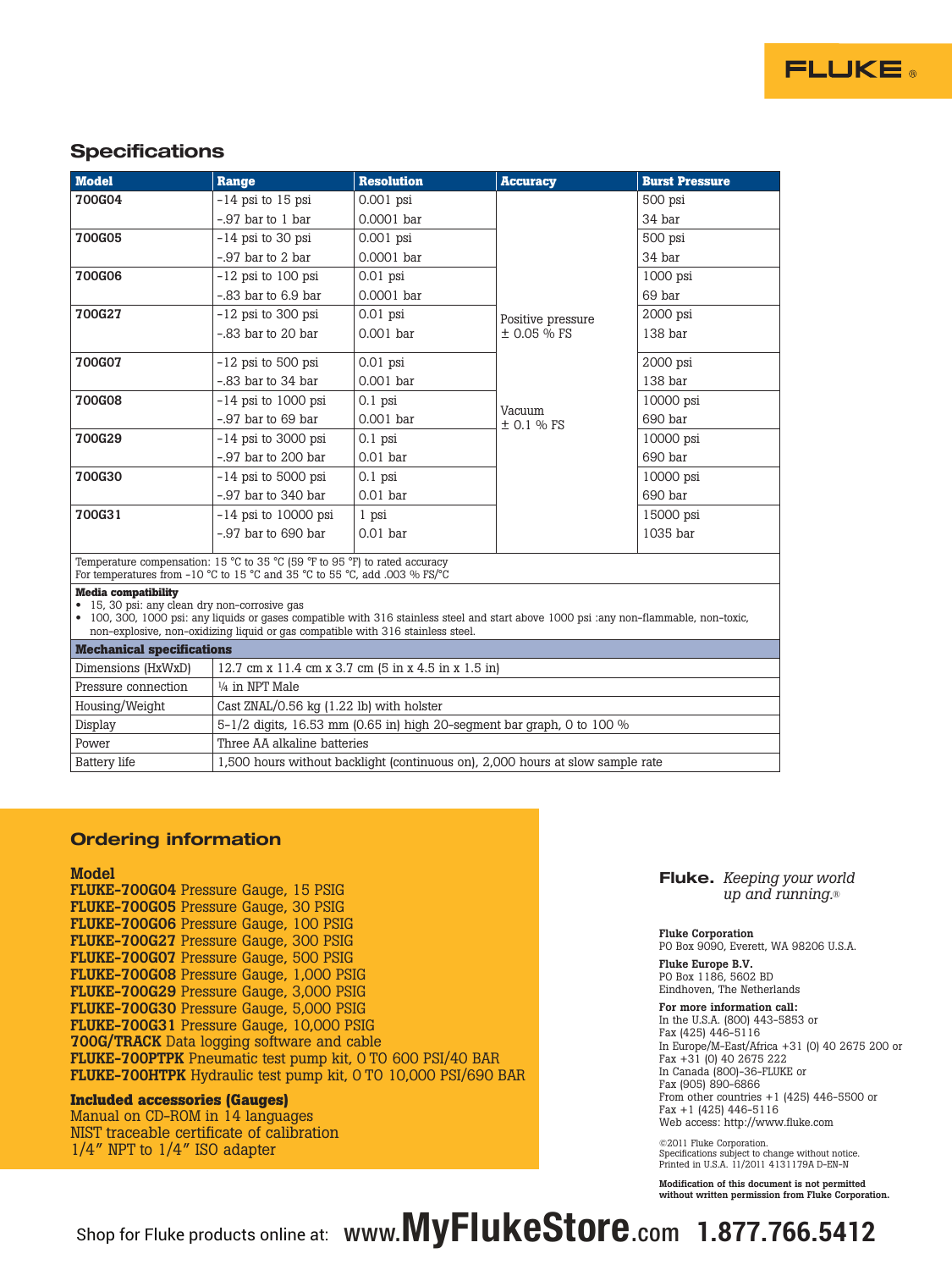## Specifications

| Model | Range | Resolution | Accuracy | Burst Pressure |
|---|---|---|---|---|
| **700G04** | -14 psi to 15 psi | 0.001 psi | Positive pressure ± 0.05 % FS<br>Vacuum ± 0.1 % FS | 500 psi |
| | -.97 bar to 1 bar | 0.0001 bar | | 34 bar |
| **700G05** | -14 psi to 30 psi | 0.001 psi | | 500 psi |
| | -.97 bar to 2 bar | 0.0001 bar | | 34 bar |
| **700G06** | -12 psi to 100 psi | 0.01 psi | | 1000 psi |
| | -.83 bar to 6.9 bar | 0.0001 bar | | 69 bar |
| **700G27** | -12 psi to 300 psi | 0.01 psi | | 2000 psi |
| | -.83 bar to 20 bar | 0.001 bar | | 138 bar |
| **700G07** | -12 psi to 500 psi | 0.01 psi | | 2000 psi |
| | -.83 bar to 34 bar | 0.001 bar | | 138 bar |
| **700G08** | -14 psi to 1000 psi | 0.1 psi | | 10000 psi |
| | -.97 bar to 69 bar | 0.001 bar | | 690 bar |
| **700G29** | -14 psi to 3000 psi | 0.1 psi | | 10000 psi |
| | -.97 bar to 200 bar | 0.01 bar | | 690 bar |
| **700G30** | -14 psi to 5000 psi | 0.1 psi | | 10000 psi |
| | -.97 bar to 340 bar | 0.01 bar | | 690 bar |
| **700G31** | -14 psi to 10000 psi | 1 psi | | 15000 psi |
| | -.97 bar to 690 bar | 0.01 bar | | 1035 bar |

Temperature compensation: 15 °C to 35 °C (59 °F to 95 °F) to rated accuracy
For temperatures from -10 °C to 15 °C and 35 °C to 55 °C, add .003 % FS/°C

**Media compatibility**

- 15, 30 psi: any clean dry non-corrosive gas
- 100, 300, 1000 psi: any liquids or gases compatible with 316 stainless steel and start above 1000 psi :any non-flammable, non-toxic, non-explosive, non-oxidizing liquid or gas compatible with 316 stainless steel.

| **Mechanical specifications** | |
|---|---|
| Dimensions (HxWxD) | 12.7 cm x 11.4 cm x 3.7 cm (5 in x 4.5 in x 1.5 in) |
| Pressure connection | ¼ in NPT Male |
| Housing/Weight | Cast ZNAL/0.56 kg (1.22 lb) with holster |
| Display | 5-1/2 digits, 16.53 mm (0.65 in) high 20-segment bar graph, 0 to 100 % |
| Power | Three AA alkaline batteries |
| Battery life | 1,500 hours without backlight (continuous on), 2,000 hours at slow sample rate |

## Ordering information

**Model**
**FLUKE-700G04** Pressure Gauge, 15 PSIG
**FLUKE-700G05** Pressure Gauge, 30 PSIG
**FLUKE-700G06** Pressure Gauge, 100 PSIG
**FLUKE-700G27** Pressure Gauge, 300 PSIG
**FLUKE-700G07** Pressure Gauge, 500 PSIG
**FLUKE-700G08** Pressure Gauge, 1,000 PSIG
**FLUKE-700G29** Pressure Gauge, 3,000 PSIG
**FLUKE-700G30** Pressure Gauge, 5,000 PSIG
**FLUKE-700G31** Pressure Gauge, 10,000 PSIG
**700G/TRACK** Data logging software and cable
**FLUKE-700PTPK** Pneumatic test pump kit, 0 TO 600 PSI/40 BAR
**FLUKE-700HTPK** Hydraulic test pump kit, 0 TO 10,000 PSI/690 BAR

**Included accessories (Gauges)**
Manual on CD-ROM in 14 languages
NIST traceable certificate of calibration
1/4" NPT to 1/4" ISO adapter

**Fluke.** *Keeping your world up and running.®*

**Fluke Corporation**
PO Box 9090, Everett, WA 98206 U.S.A.

**Fluke Europe B.V.**
PO Box 1186, 5602 BD
Eindhoven, The Netherlands

**For more information call:**
In the U.S.A. (800) 443-5853 or
Fax (425) 446-5116
In Europe/M-East/Africa +31 (0) 40 2675 200 or
Fax +31 (0) 40 2675 222
In Canada (800)-36-FLUKE or
Fax (905) 890-6866
From other countries +1 (425) 446-5500 or
Fax +1 (425) 446-5116
Web access: http://www.fluke.com

©2011 Fluke Corporation.
Specifications subject to change without notice.
Printed in U.S.A. 11/2011 4131179A D-EN-N

**Modification of this document is not permitted without written permission from Fluke Corporation.**

Shop for Fluke products online at: www.MyFlukeStore.com 1.877.766.5412